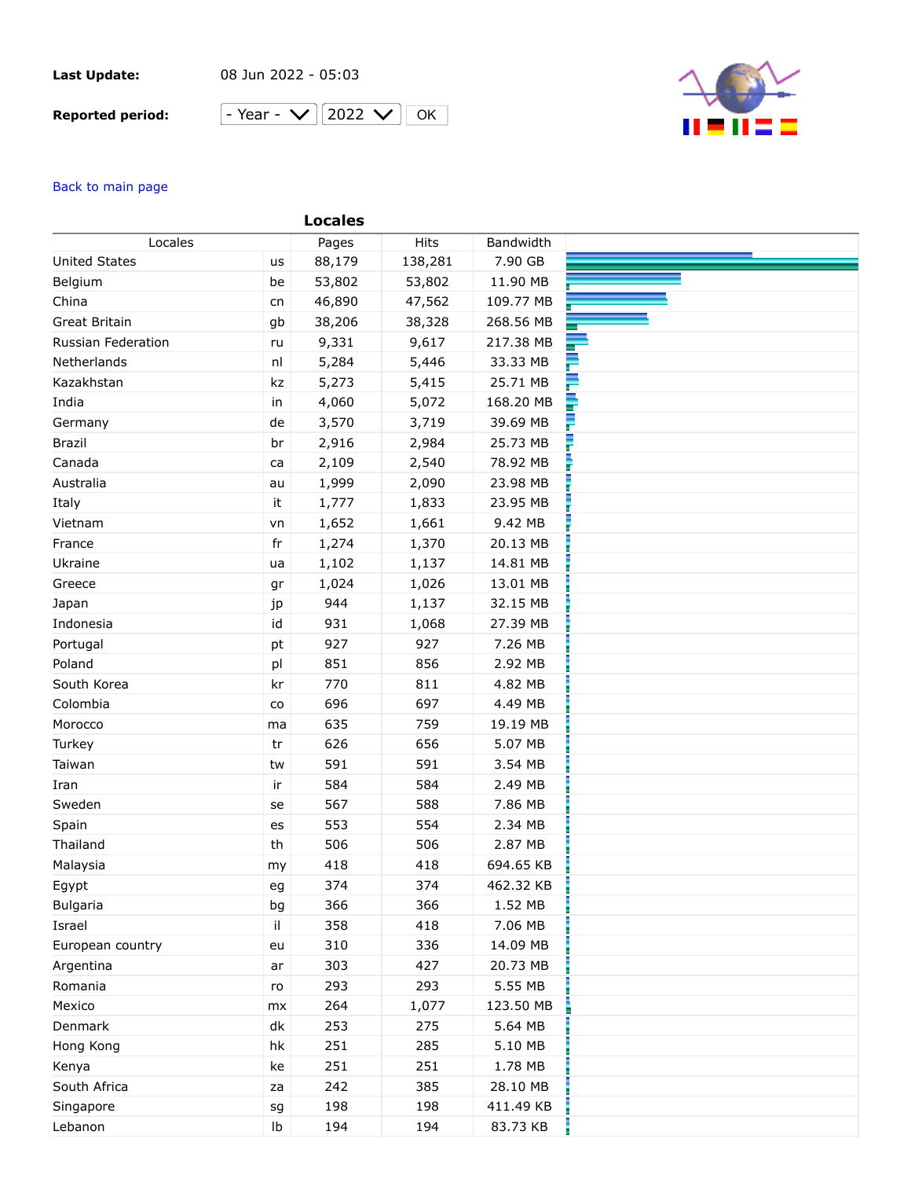**Last Update:** 08 Jun 2022 - 05:03

**Reported period:** - Year - 2022 OK

Back to main page

## Locales

| Locales | | Pages | Hits | Bandwidth |
|---|---|---|---|---|
| United States | us | 88,179 | 138,281 | 7.90 GB |
| Belgium | be | 53,802 | 53,802 | 11.90 MB |
| China | cn | 46,890 | 47,562 | 109.77 MB |
| Great Britain | gb | 38,206 | 38,328 | 268.56 MB |
| Russian Federation | ru | 9,331 | 9,617 | 217.38 MB |
| Netherlands | nl | 5,284 | 5,446 | 33.33 MB |
| Kazakhstan | kz | 5,273 | 5,415 | 25.71 MB |
| India | in | 4,060 | 5,072 | 168.20 MB |
| Germany | de | 3,570 | 3,719 | 39.69 MB |
| Brazil | br | 2,916 | 2,984 | 25.73 MB |
| Canada | ca | 2,109 | 2,540 | 78.92 MB |
| Australia | au | 1,999 | 2,090 | 23.98 MB |
| Italy | it | 1,777 | 1,833 | 23.95 MB |
| Vietnam | vn | 1,652 | 1,661 | 9.42 MB |
| France | fr | 1,274 | 1,370 | 20.13 MB |
| Ukraine | ua | 1,102 | 1,137 | 14.81 MB |
| Greece | gr | 1,024 | 1,026 | 13.01 MB |
| Japan | jp | 944 | 1,137 | 32.15 MB |
| Indonesia | id | 931 | 1,068 | 27.39 MB |
| Portugal | pt | 927 | 927 | 7.26 MB |
| Poland | pl | 851 | 856 | 2.92 MB |
| South Korea | kr | 770 | 811 | 4.82 MB |
| Colombia | co | 696 | 697 | 4.49 MB |
| Morocco | ma | 635 | 759 | 19.19 MB |
| Turkey | tr | 626 | 656 | 5.07 MB |
| Taiwan | tw | 591 | 591 | 3.54 MB |
| Iran | ir | 584 | 584 | 2.49 MB |
| Sweden | se | 567 | 588 | 7.86 MB |
| Spain | es | 553 | 554 | 2.34 MB |
| Thailand | th | 506 | 506 | 2.87 MB |
| Malaysia | my | 418 | 418 | 694.65 KB |
| Egypt | eg | 374 | 374 | 462.32 KB |
| Bulgaria | bg | 366 | 366 | 1.52 MB |
| Israel | il | 358 | 418 | 7.06 MB |
| European country | eu | 310 | 336 | 14.09 MB |
| Argentina | ar | 303 | 427 | 20.73 MB |
| Romania | ro | 293 | 293 | 5.55 MB |
| Mexico | mx | 264 | 1,077 | 123.50 MB |
| Denmark | dk | 253 | 275 | 5.64 MB |
| Hong Kong | hk | 251 | 285 | 5.10 MB |
| Kenya | ke | 251 | 251 | 1.78 MB |
| South Africa | za | 242 | 385 | 28.10 MB |
| Singapore | sg | 198 | 198 | 411.49 KB |
| Lebanon | lb | 194 | 194 | 83.73 KB |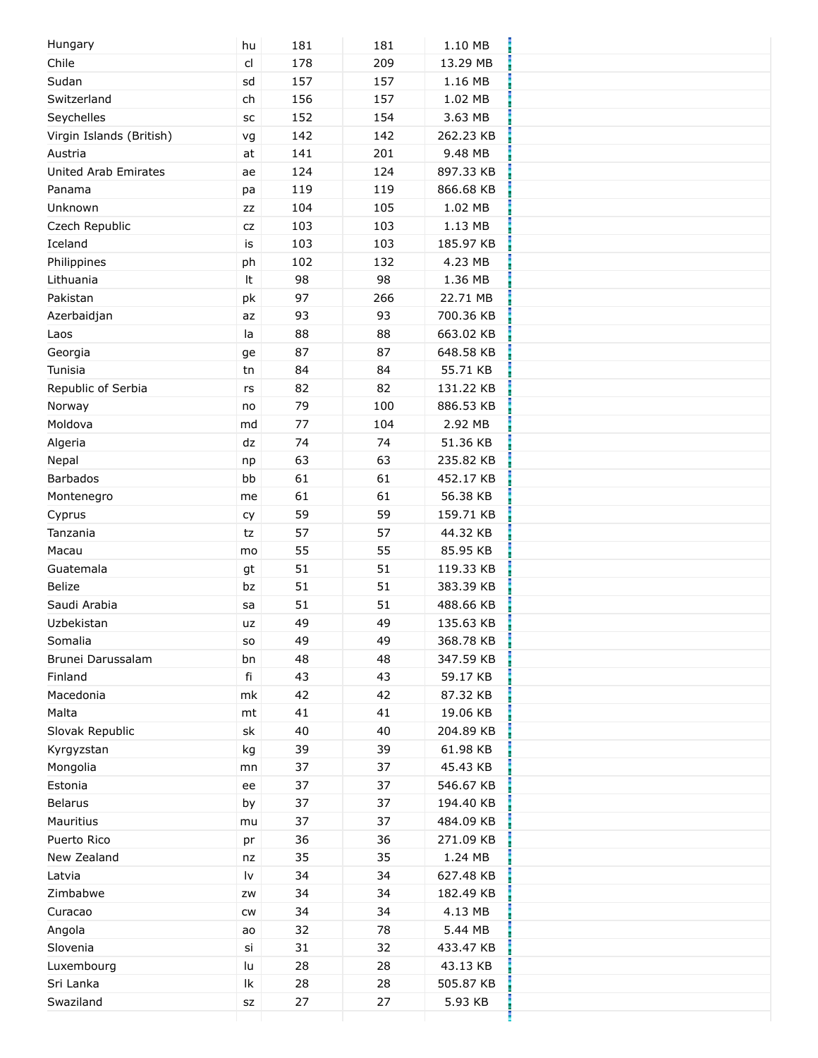| | | | | | |
|---|---|---|---|---|---|
| Hungary | hu | 181 | 181 | 1.10 MB | |
| Chile | cl | 178 | 209 | 13.29 MB | |
| Sudan | sd | 157 | 157 | 1.16 MB | |
| Switzerland | ch | 156 | 157 | 1.02 MB | |
| Seychelles | sc | 152 | 154 | 3.63 MB | |
| Virgin Islands (British) | vg | 142 | 142 | 262.23 KB | |
| Austria | at | 141 | 201 | 9.48 MB | |
| United Arab Emirates | ae | 124 | 124 | 897.33 KB | |
| Panama | pa | 119 | 119 | 866.68 KB | |
| Unknown | zz | 104 | 105 | 1.02 MB | |
| Czech Republic | cz | 103 | 103 | 1.13 MB | |
| Iceland | is | 103 | 103 | 185.97 KB | |
| Philippines | ph | 102 | 132 | 4.23 MB | |
| Lithuania | lt | 98 | 98 | 1.36 MB | |
| Pakistan | pk | 97 | 266 | 22.71 MB | |
| Azerbaidjan | az | 93 | 93 | 700.36 KB | |
| Laos | la | 88 | 88 | 663.02 KB | |
| Georgia | ge | 87 | 87 | 648.58 KB | |
| Tunisia | tn | 84 | 84 | 55.71 KB | |
| Republic of Serbia | rs | 82 | 82 | 131.22 KB | |
| Norway | no | 79 | 100 | 886.53 KB | |
| Moldova | md | 77 | 104 | 2.92 MB | |
| Algeria | dz | 74 | 74 | 51.36 KB | |
| Nepal | np | 63 | 63 | 235.82 KB | |
| Barbados | bb | 61 | 61 | 452.17 KB | |
| Montenegro | me | 61 | 61 | 56.38 KB | |
| Cyprus | cy | 59 | 59 | 159.71 KB | |
| Tanzania | tz | 57 | 57 | 44.32 KB | |
| Macau | mo | 55 | 55 | 85.95 KB | |
| Guatemala | gt | 51 | 51 | 119.33 KB | |
| Belize | bz | 51 | 51 | 383.39 KB | |
| Saudi Arabia | sa | 51 | 51 | 488.66 KB | |
| Uzbekistan | uz | 49 | 49 | 135.63 KB | |
| Somalia | so | 49 | 49 | 368.78 KB | |
| Brunei Darussalam | bn | 48 | 48 | 347.59 KB | |
| Finland | fi | 43 | 43 | 59.17 KB | |
| Macedonia | mk | 42 | 42 | 87.32 KB | |
| Malta | mt | 41 | 41 | 19.06 KB | |
| Slovak Republic | sk | 40 | 40 | 204.89 KB | |
| Kyrgyzstan | kg | 39 | 39 | 61.98 KB | |
| Mongolia | mn | 37 | 37 | 45.43 KB | |
| Estonia | ee | 37 | 37 | 546.67 KB | |
| Belarus | by | 37 | 37 | 194.40 KB | |
| Mauritius | mu | 37 | 37 | 484.09 KB | |
| Puerto Rico | pr | 36 | 36 | 271.09 KB | |
| New Zealand | nz | 35 | 35 | 1.24 MB | |
| Latvia | lv | 34 | 34 | 627.48 KB | |
| Zimbabwe | zw | 34 | 34 | 182.49 KB | |
| Curacao | cw | 34 | 34 | 4.13 MB | |
| Angola | ao | 32 | 78 | 5.44 MB | |
| Slovenia | si | 31 | 32 | 433.47 KB | |
| Luxembourg | lu | 28 | 28 | 43.13 KB | |
| Sri Lanka | lk | 28 | 28 | 505.87 KB | |
| Swaziland | sz | 27 | 27 | 5.93 KB | |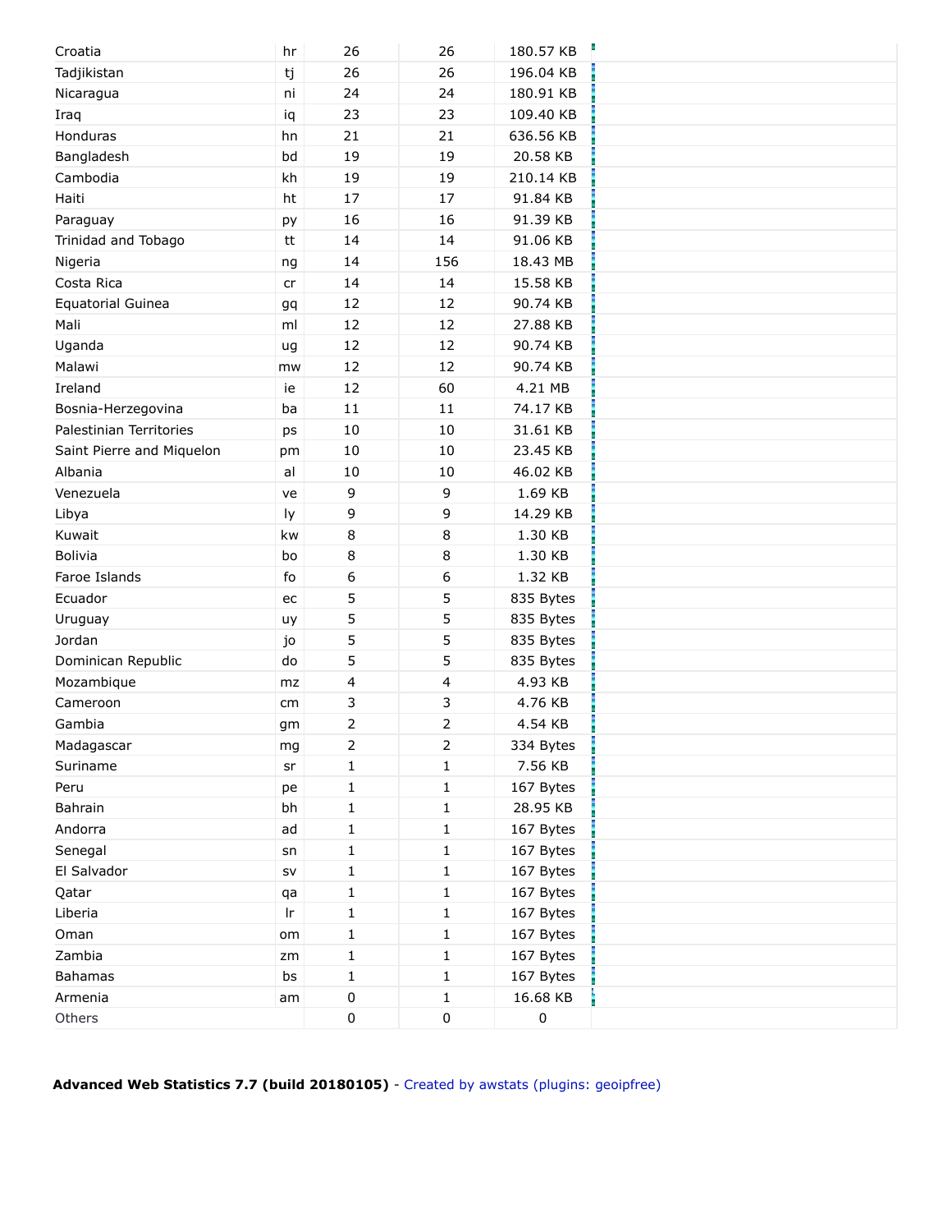| | | | | | |
|---|---|---|---|---|---|
| Croatia | hr | 26 | 26 | 180.57 KB | |
| Tadjikistan | tj | 26 | 26 | 196.04 KB | |
| Nicaragua | ni | 24 | 24 | 180.91 KB | |
| Iraq | iq | 23 | 23 | 109.40 KB | |
| Honduras | hn | 21 | 21 | 636.56 KB | |
| Bangladesh | bd | 19 | 19 | 20.58 KB | |
| Cambodia | kh | 19 | 19 | 210.14 KB | |
| Haiti | ht | 17 | 17 | 91.84 KB | |
| Paraguay | py | 16 | 16 | 91.39 KB | |
| Trinidad and Tobago | tt | 14 | 14 | 91.06 KB | |
| Nigeria | ng | 14 | 156 | 18.43 MB | |
| Costa Rica | cr | 14 | 14 | 15.58 KB | |
| Equatorial Guinea | gq | 12 | 12 | 90.74 KB | |
| Mali | ml | 12 | 12 | 27.88 KB | |
| Uganda | ug | 12 | 12 | 90.74 KB | |
| Malawi | mw | 12 | 12 | 90.74 KB | |
| Ireland | ie | 12 | 60 | 4.21 MB | |
| Bosnia-Herzegovina | ba | 11 | 11 | 74.17 KB | |
| Palestinian Territories | ps | 10 | 10 | 31.61 KB | |
| Saint Pierre and Miquelon | pm | 10 | 10 | 23.45 KB | |
| Albania | al | 10 | 10 | 46.02 KB | |
| Venezuela | ve | 9 | 9 | 1.69 KB | |
| Libya | ly | 9 | 9 | 14.29 KB | |
| Kuwait | kw | 8 | 8 | 1.30 KB | |
| Bolivia | bo | 8 | 8 | 1.30 KB | |
| Faroe Islands | fo | 6 | 6 | 1.32 KB | |
| Ecuador | ec | 5 | 5 | 835 Bytes | |
| Uruguay | uy | 5 | 5 | 835 Bytes | |
| Jordan | jo | 5 | 5 | 835 Bytes | |
| Dominican Republic | do | 5 | 5 | 835 Bytes | |
| Mozambique | mz | 4 | 4 | 4.93 KB | |
| Cameroon | cm | 3 | 3 | 4.76 KB | |
| Gambia | gm | 2 | 2 | 4.54 KB | |
| Madagascar | mg | 2 | 2 | 334 Bytes | |
| Suriname | sr | 1 | 1 | 7.56 KB | |
| Peru | pe | 1 | 1 | 167 Bytes | |
| Bahrain | bh | 1 | 1 | 28.95 KB | |
| Andorra | ad | 1 | 1 | 167 Bytes | |
| Senegal | sn | 1 | 1 | 167 Bytes | |
| El Salvador | sv | 1 | 1 | 167 Bytes | |
| Qatar | qa | 1 | 1 | 167 Bytes | |
| Liberia | lr | 1 | 1 | 167 Bytes | |
| Oman | om | 1 | 1 | 167 Bytes | |
| Zambia | zm | 1 | 1 | 167 Bytes | |
| Bahamas | bs | 1 | 1 | 167 Bytes | |
| Armenia | am | 0 | 1 | 16.68 KB | |
| Others | | 0 | 0 | 0 | |

**Advanced Web Statistics 7.7 (build 20180105)** - Created by awstats (plugins: geoipfree)